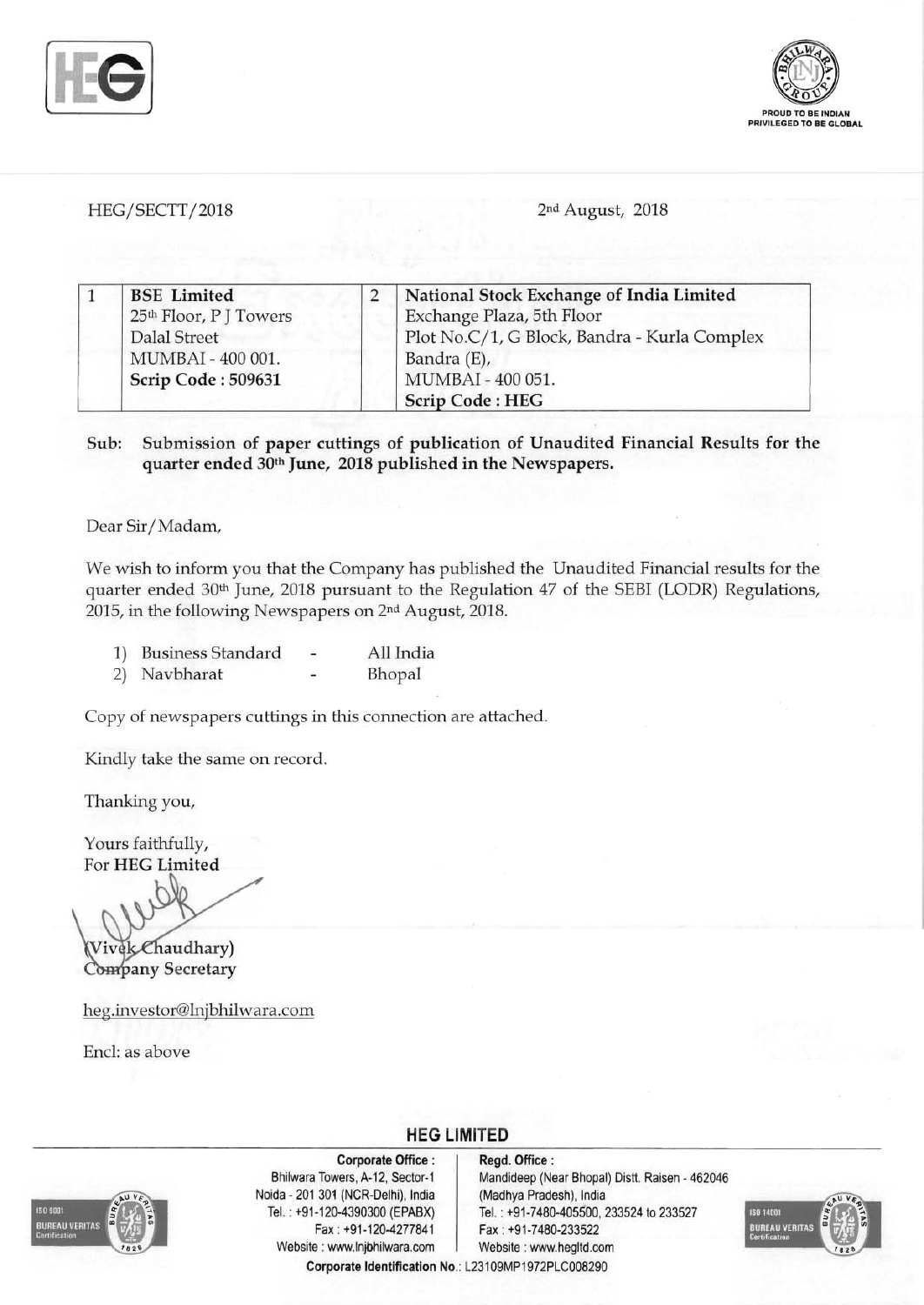HEG/SECTT/2018

2nd August, 2018

| 1 | BSE Limited<br>25th Floor, P J Towers<br>Dalal Street<br>MUMBAI - 400 001.<br>**Scrip Code : 509631** | 2 | **National Stock Exchange of India Limited**<br>Exchange Plaza, 5th Floor<br>Plot No.C/1, G Block, Bandra - Kurla Complex<br>Bandra (E),<br>MUMBAI - 400 051.<br>**Scrip Code : HEG** |
|---|---|---|---|

Sub: **Submission of paper cuttings of publication of Unaudited Financial Results for the quarter ended 30th June, 2018 published in the Newspapers.**

Dear Sir/Madam,

We wish to inform you that the Company has published the Unaudited Financial results for the quarter ended 30th June, 2018 pursuant to the Regulation 47 of the SEBI (LODR) Regulations, 2015, in the following Newspapers on 2nd August, 2018.

1) Business Standard - All India
2) Navbharat - Bhopal

Copy of newspapers cuttings in this connection are attached.

Kindly take the same on record.

Thanking you,

Yours faithfully,
For **HEG Limited**

(Vivek Chaudhary)
Company Secretary

heg.investor@lnjbhilwara.com

Encl: as above

**HEG LIMITED**

**Corporate Office :**
Bhilwara Towers, A-12, Sector-1
Noida - 201 301 (NCR-Delhi), India
Tel. : +91-120-4390300 (EPABX)
Fax : +91-120-4277841
Website : www.lnjbhilwara.com

**Regd. Office :**
Mandideep (Near Bhopal) Distt. Raisen - 462046
(Madhya Pradesh), India
Tel. : +91-7480-405500, 233524 to 233527
Fax : +91-7480-233522
Website : www.hegltd.com

**Corporate Identification No.:** L23109MP1972PLC008290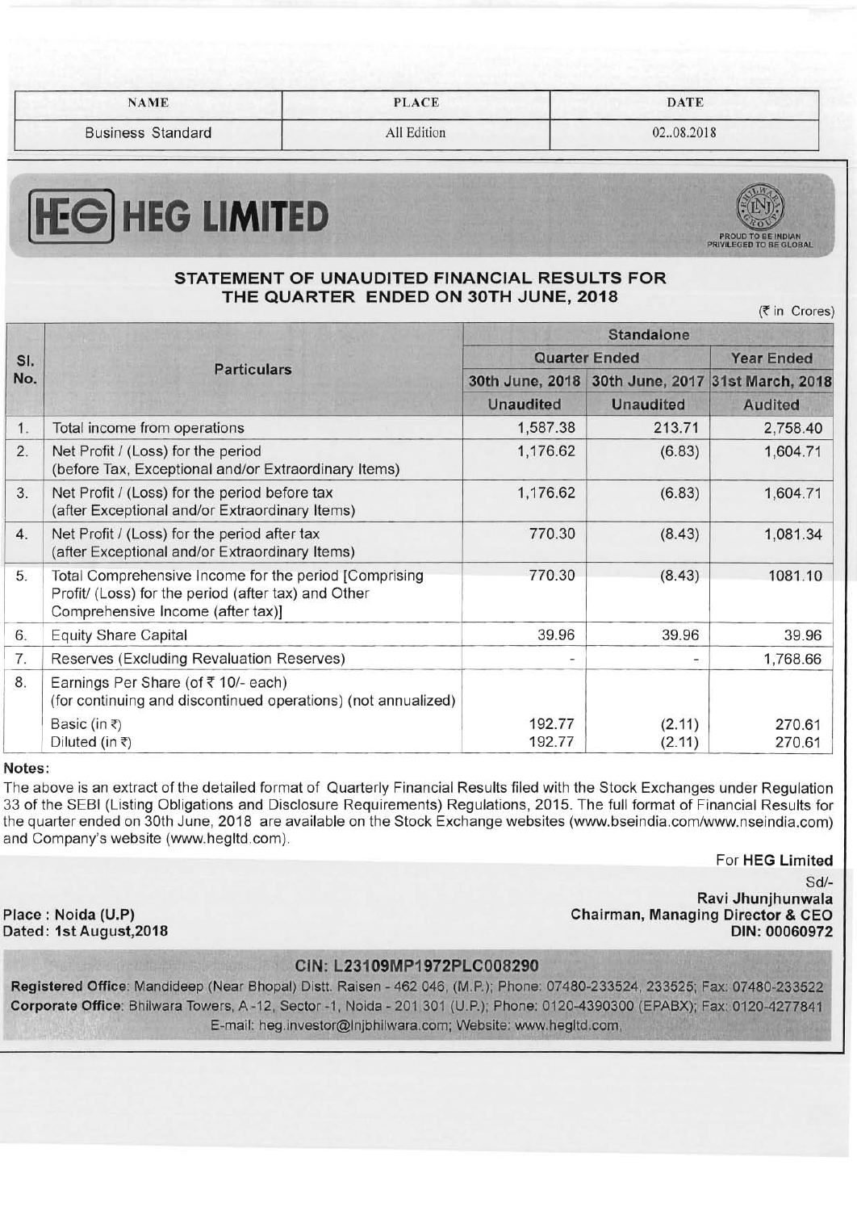| NAME | PLACE | DATE |
|---|---|---|
| Business Standard | All Edition | 02..08.2018 |

# HEG LIMITED

PROUD TO BE INDIAN PRIVILEGED TO BE GLOBAL

## STATEMENT OF UNAUDITED FINANCIAL RESULTS FOR THE QUARTER ENDED ON 30TH JUNE, 2018

(₹ in Crores)

| Sl. No. | Particulars | Standalone | | |
|---|---|---|---|---|
| | | Quarter Ended | | Year Ended |
| | | 30th June, 2018 | 30th June, 2017 | 31st March, 2018 |
| | | Unaudited | Unaudited | Audited |
| 1. | Total income from operations | 1,587.38 | 213.71 | 2,758.40 |
| 2. | Net Profit / (Loss) for the period (before Tax, Exceptional and/or Extraordinary Items) | 1,176.62 | (6.83) | 1,604.71 |
| 3. | Net Profit / (Loss) for the period before tax (after Exceptional and/or Extraordinary Items) | 1,176.62 | (6.83) | 1,604.71 |
| 4. | Net Profit / (Loss) for the period after tax (after Exceptional and/or Extraordinary Items) | 770.30 | (8.43) | 1,081.34 |
| 5. | Total Comprehensive Income for the period [Comprising Profit/ (Loss) for the period (after tax) and Other Comprehensive Income (after tax)] | 770.30 | (8.43) | 1081.10 |
| 6. | Equity Share Capital | 39.96 | 39.96 | 39.96 |
| 7. | Reserves (Excluding Revaluation Reserves) | - | - | 1,768.66 |
| 8. | Earnings Per Share (of ₹ 10/- each) (for continuing and discontinued operations) (not annualized) | | | |
| | Basic (in ₹) | 192.77 | (2.11) | 270.61 |
| | Diluted (in ₹) | 192.77 | (2.11) | 270.61 |

**Notes:**

The above is an extract of the detailed format of Quarterly Financial Results filed with the Stock Exchanges under Regulation 33 of the SEBI (Listing Obligations and Disclosure Requirements) Regulations, 2015. The full format of Financial Results for the quarter ended on 30th June, 2018 are available on the Stock Exchange websites (www.bseindia.com/www.nseindia.com) and Company's website (www.hegltd.com).

For **HEG Limited**

Sd/-

**Ravi Jhunjhunwala**
**Chairman, Managing Director & CEO**
**DIN: 00060972**

**Place : Noida (U.P)**
**Dated: 1st August,2018**

**CIN: L23109MP1972PLC008290**

**Registered Office**: Mandideep (Near Bhopal) Distt. Raisen - 462 046, (M.P.); Phone: 07480-233524, 233525; Fax: 07480-233522
**Corporate Office**: Bhilwara Towers, A-12, Sector-1, Noida - 201 301 (U.P.); Phone: 0120-4390300 (EPABX); Fax: 0120-4277841
E-mail: heg.investor@lnjbhilwara.com; Website: www.hegltd.com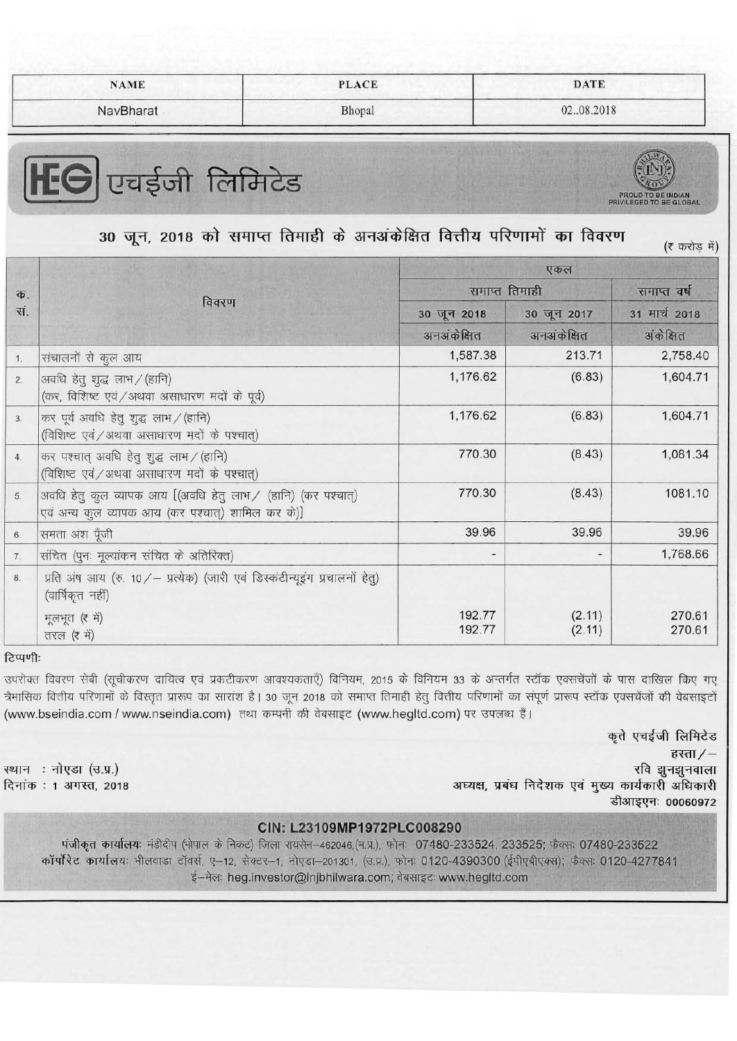| NAME | PLACE | DATE |
|---|---|---|
| NavBharat | Bhopal | 02..08.2018 |

# एचईजी लिमिटेड

PROUD TO BE INDIAN
PRIVILEGED TO BE GLOBAL

## 30 जून, 2018 को समाप्त तिमाही के अनअंकेक्षित वित्तीय परिणामों का विवरण

(₹ करोड़ में)

| क्र. सं. | विवरण | एकल | | |
|---|---|---|---|---|
| | | समाप्त तिमाही | | समाप्त वर्ष |
| | | 30 जून 2018 | 30 जून 2017 | 31 मार्च 2018 |
| | | अनअंकेक्षित | अनअंकेक्षित | अंकेक्षित |
| 1. | संचालनों से कुल आय | 1,587.38 | 213.71 | 2,758.40 |
| 2. | अवधि हेतु शुद्ध लाभ / (हानि) (कर, विशिष्ट एवं / अथवा असाधारण मदों के पूर्व) | 1,176.62 | (6.83) | 1,604.71 |
| 3. | कर पूर्व अवधि हेतु शुद्ध लाभ / (हानि) (विशिष्ट एवं / अथवा असाधारण मदों के पश्चात्) | 1,176.62 | (6.83) | 1,604.71 |
| 4. | कर पश्चात् अवधि हेतु शुद्ध लाभ / (हानि) (विशिष्ट एवं / अथवा असाधारण मदों के पश्चात्) | 770.30 | (8.43) | 1,081.34 |
| 5. | अवधि हेतु कुल व्यापक आय [(अवधि हेतु लाभ / (हानि) (कर पश्चात्) एवं अन्य कुल व्यापक आय (कर पश्चात्) शामिल कर के)] | 770.30 | (8.43) | 1081.10 |
| 6. | समता अंश पूँजी | 39.96 | 39.96 | 39.96 |
| 7. | संचित (पुनः मूल्यांकन संचित के अतिरिक्त) | - | - | 1,768.66 |
| 8. | प्रति अंश आय (रु. 10 / – प्रत्येक) (जारी एवं डिस्कंटीन्यूइंग प्रचालनों हेतु) (वार्षिकृत नहीं) | | | |
| | मूलभूत (₹ में) | 192.77 | (2.11) | 270.61 |
| | तरल (₹ में) | 192.77 | (2.11) | 270.61 |

टिप्पणीः

उपरोक्त विवरण सेबी (सूचीकरण दायित्व एवं प्रकटीकरण आवश्यकताएँ) विनियम, 2015 के विनियम 33 के अन्तर्गत स्टॉक एक्सचेंजों के पास दाखिल किए गए त्रैमासिक वित्तीय परिणामों के विस्तृत प्रारूप का सारांश है। 30 जून 2018 को समाप्त तिमाही हेतु वित्तीय परिणामों का संपूर्ण प्रारूप स्टॉक एक्सचेंजों की वेबसाइटों (www.bseindia.com / www.nseindia.com) तथा कम्पनी की वेबसाइट (www.hegltd.com) पर उपलब्ध है।

कृते एचईजी लिमिटेड
हस्ता / –
रवि झुनझुनवाला
अध्यक्ष, प्रबंध निदेशक एवं मुख्य कार्यकारी अधिकारी
डीआइएनः 00060972

स्थान : नोएडा (उ.प्र.)
दिनांक : 1 अगस्त, 2018

**CIN: L23109MP1972PLC008290**

**पंजीकृत कार्यालयः** मंडीदीप (भोपाल के निकट) जिला रायसेन–462046,(म.प्र.), फोनः 07480-233524, 233525; फैक्सः 07480-233522
**कॉर्पोरेट कार्यालयः** भीलवाड़ा टॉवर्स, ए–12, सेक्टर–1, नोएडा–201301, (उ.प्र.), फोनः 0120-4390300 (ईपीएबीएक्स); फैक्सः 0120-4277841
ई–मेलः heg.investor@lnjbhilwara.com; वेबसाइटः www.hegltd.com